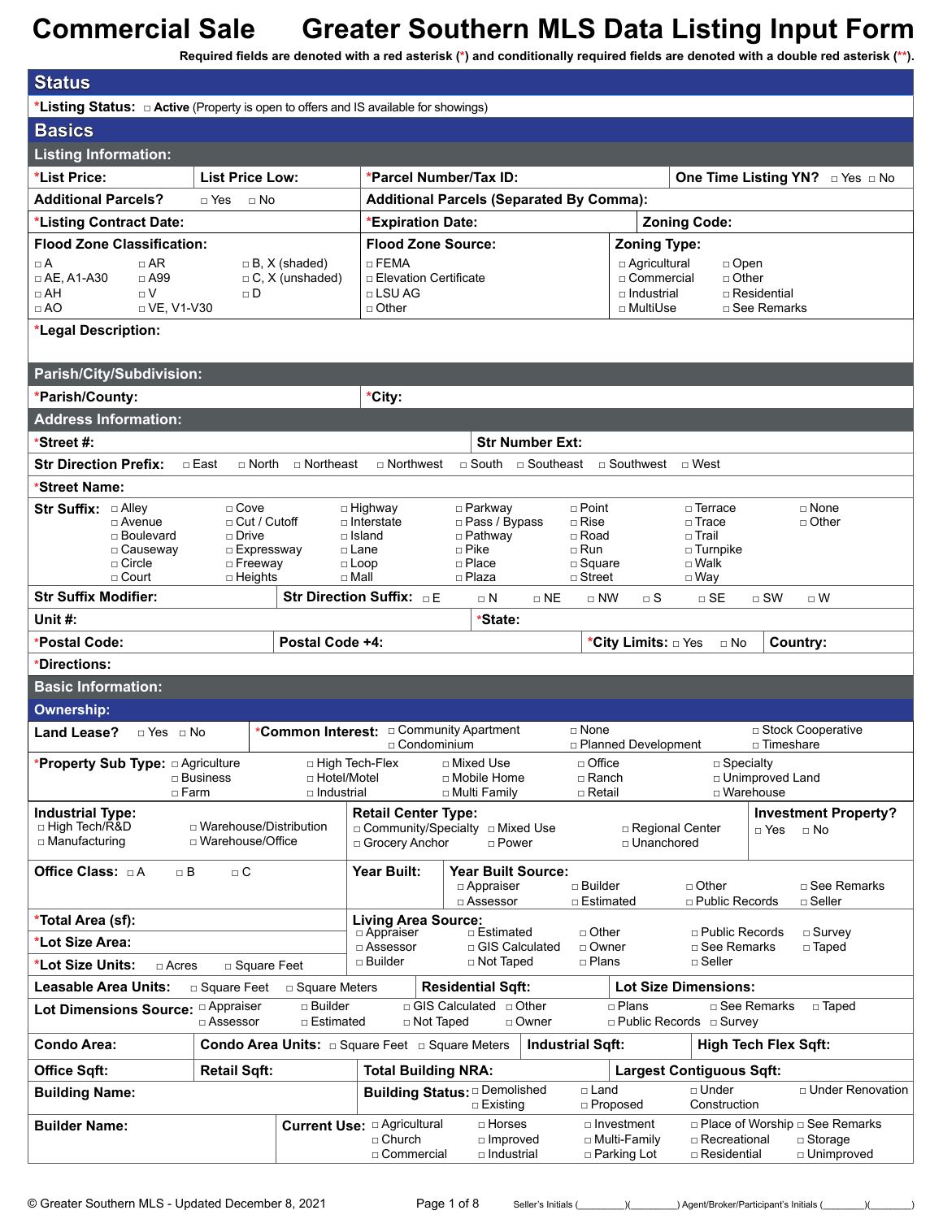# Commercial Sale Greater Southern MLS Data Listing Input Form

Required fields are denoted with a red asterisk (*) and conditionally required fields are denoted with a double red asterisk (**).

## Status

*Listing Status: □ Active (Property is open to offers and IS available for showings)

## Basics

### Listing Information:

*List Price: | List Price Low: | *Parcel Number/Tax ID: | One Time Listing YN? □ Yes □ No

Additional Parcels? □ Yes □ No | Additional Parcels (Separated By Comma):

*Listing Contract Date: | *Expiration Date: | Zoning Code:

**Flood Zone Classification:** □ A □ AE, A1-A30 □ AH □ AO □ AR □ A99 □ V □ VE, V1-V30 □ B, X (shaded) □ C, X (unshaded) □ D

**Flood Zone Source:** □ FEMA □ Elevation Certificate □ LSU AG □ Other

**Zoning Type:** □ Agricultural □ Commercial □ Industrial □ MultiUse □ Open □ Other □ Residential □ See Remarks

*Legal Description:

### Parish/City/Subdivision:

*Parish/County: | *City:

### Address Information:

*Street #: | Str Number Ext:

Str Direction Prefix: □ East □ North □ Northeast □ Northwest □ South □ Southeast □ Southwest □ West

*Street Name:

**Str Suffix:** □ Alley □ Avenue □ Boulevard □ Causeway □ Circle □ Court □ Cove □ Cut / Cutoff □ Drive □ Expressway □ Freeway □ Heights □ Highway □ Interstate □ Island □ Lane □ Loop □ Mall □ Parkway □ Pass / Bypass □ Pathway □ Pike □ Place □ Plaza □ Point □ Rise □ Road □ Run □ Square □ Street □ Terrace □ Trace □ Trail □ Turnpike □ Walk □ Way □ None □ Other

Str Suffix Modifier: | Str Direction Suffix: □ E □ N □ NE □ NW □ S □ SE □ SW □ W

Unit #: | *State:

*Postal Code: | Postal Code +4: | *City Limits: □ Yes □ No | Country:

*Directions:

### Basic Information:

### Ownership:

Land Lease? □ Yes □ No

*Common Interest: □ Community Apartment □ Condominium □ None □ Planned Development □ Stock Cooperative □ Timeshare

*Property Sub Type: □ Agriculture □ Business □ Farm □ High Tech-Flex □ Hotel/Motel □ Industrial □ Mixed Use □ Mobile Home □ Multi Family □ Office □ Ranch □ Retail □ Specialty □ Unimproved Land □ Warehouse

**Industrial Type:** □ High Tech/R&D □ Manufacturing □ Warehouse/Distribution □ Warehouse/Office

**Retail Center Type:** □ Community/Specialty □ Grocery Anchor □ Mixed Use □ Power □ Regional Center □ Unanchored

**Investment Property?** □ Yes □ No

Office Class: □ A □ B □ C

Year Built:

**Year Built Source:** □ Appraiser □ Assessor □ Builder □ Estimated □ Other □ Public Records □ See Remarks □ Seller

*Total Area (sf):

*Lot Size Area:

*Lot Size Units: □ Acres □ Square Feet

**Living Area Source:** □ Appraiser □ Assessor □ Builder □ Estimated □ GIS Calculated □ Not Taped □ Other □ Owner □ Plans □ Public Records □ See Remarks □ Seller □ Survey □ Taped

Leasable Area Units: □ Square Feet □ Square Meters | Residential Sqft: | Lot Size Dimensions:

**Lot Dimensions Source:** □ Appraiser □ Assessor □ Builder □ Estimated □ GIS Calculated □ Not Taped □ Other □ Owner □ Plans □ Public Records □ See Remarks □ Survey □ Taped

Condo Area: | Condo Area Units: □ Square Feet □ Square Meters | Industrial Sqft: | High Tech Flex Sqft:

Office Sqft: | Retail Sqft: | Total Building NRA: | Largest Contiguous Sqft:

Building Name:

**Building Status:** □ Demolished □ Existing □ Land □ Proposed □ Under Construction □ Under Renovation

Builder Name:

**Current Use:** □ Agricultural □ Church □ Commercial □ Horses □ Improved □ Industrial □ Investment □ Multi-Family □ Parking Lot □ Place of Worship □ Recreational □ Residential □ See Remarks □ Storage □ Unimproved

© Greater Southern MLS - Updated December 8, 2021

Seller's Initials (________)(________) Agent/Broker/Participant's Initials (________)(________)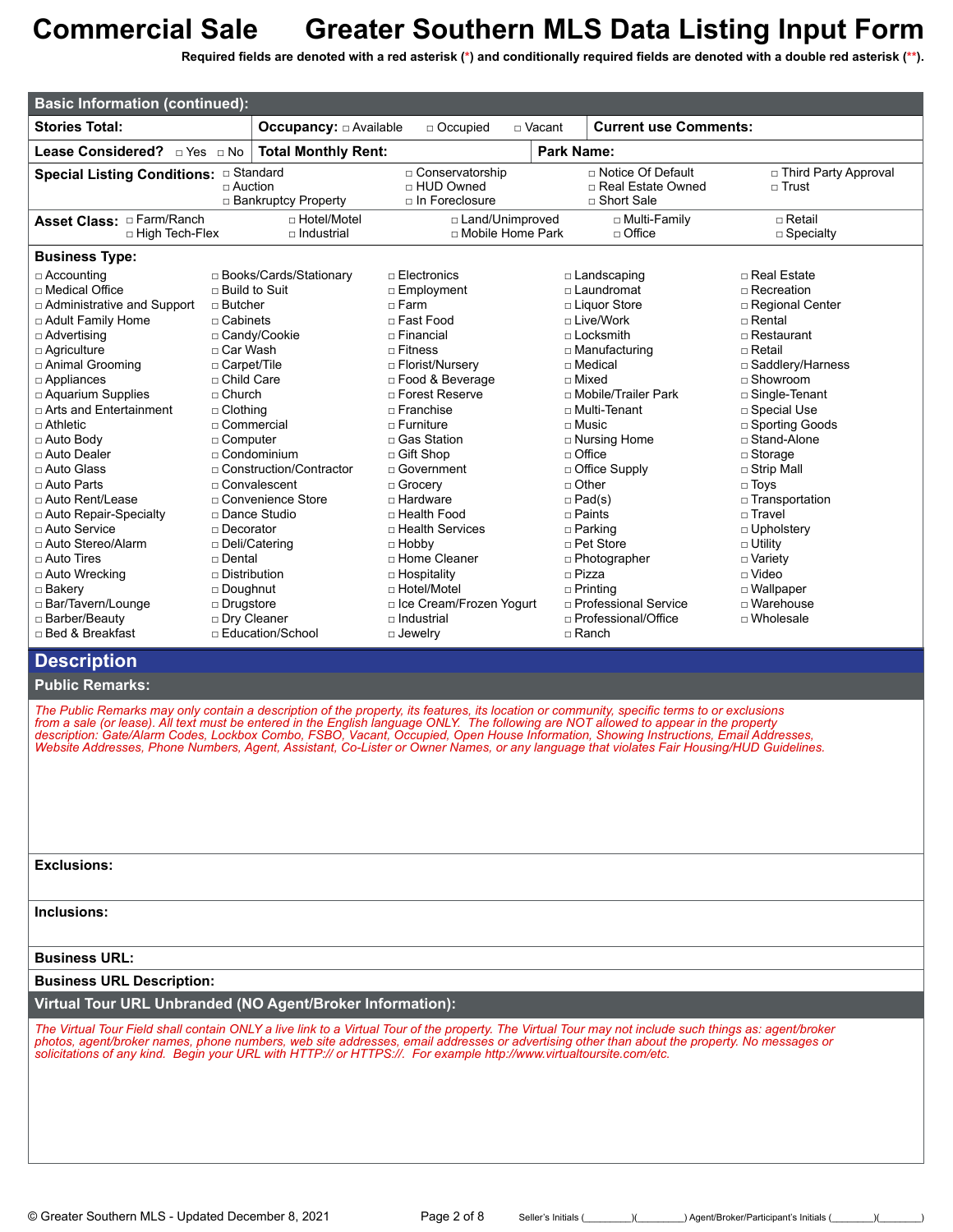# Commercial Sale Greater Southern MLS Data Listing Input Form

**Required fields are denoted with a red asterisk (*) and conditionally required fields are denoted with a double red asterisk (**).**

## Basic Information (continued):

**Stories Total:**

**Occupancy:** □ Available □ Occupied □ Vacant

**Current use Comments:**

**Lease Considered?** □ Yes □ No

**Total Monthly Rent:**

**Park Name:**

**Special Listing Conditions:** □ Standard □ Auction □ Bankruptcy Property □ Conservatorship □ HUD Owned □ In Foreclosure □ Notice Of Default □ Real Estate Owned □ Short Sale □ Third Party Approval □ Trust

**Asset Class:** □ Farm/Ranch □ High Tech-Flex □ Hotel/Motel □ Industrial □ Land/Unimproved □ Mobile Home Park □ Multi-Family □ Office □ Retail □ Specialty

**Business Type:**

| | | | | |
|---|---|---|---|---|
| □ Accounting | □ Books/Cards/Stationary | □ Electronics | □ Landscaping | □ Real Estate |
| □ Medical Office | □ Build to Suit | □ Employment | □ Laundromat | □ Recreation |
| □ Administrative and Support | □ Butcher | □ Farm | □ Liquor Store | □ Regional Center |
| □ Adult Family Home | □ Cabinets | □ Fast Food | □ Live/Work | □ Rental |
| □ Advertising | □ Candy/Cookie | □ Financial | □ Locksmith | □ Restaurant |
| □ Agriculture | □ Car Wash | □ Fitness | □ Manufacturing | □ Retail |
| □ Animal Grooming | □ Carpet/Tile | □ Florist/Nursery | □ Medical | □ Saddlery/Harness |
| □ Appliances | □ Child Care | □ Food & Beverage | □ Mixed | □ Showroom |
| □ Aquarium Supplies | □ Church | □ Forest Reserve | □ Mobile/Trailer Park | □ Single-Tenant |
| □ Arts and Entertainment | □ Clothing | □ Franchise | □ Multi-Tenant | □ Special Use |
| □ Athletic | □ Commercial | □ Furniture | □ Music | □ Sporting Goods |
| □ Auto Body | □ Computer | □ Gas Station | □ Nursing Home | □ Stand-Alone |
| □ Auto Dealer | □ Condominium | □ Gift Shop | □ Office | □ Storage |
| □ Auto Glass | □ Construction/Contractor | □ Government | □ Office Supply | □ Strip Mall |
| □ Auto Parts | □ Convalescent | □ Grocery | □ Other | □ Toys |
| □ Auto Rent/Lease | □ Convenience Store | □ Hardware | □ Pad(s) | □ Transportation |
| □ Auto Repair-Specialty | □ Dance Studio | □ Health Food | □ Paints | □ Travel |
| □ Auto Service | □ Decorator | □ Health Services | □ Parking | □ Upholstery |
| □ Auto Stereo/Alarm | □ Deli/Catering | □ Hobby | □ Pet Store | □ Utility |
| □ Auto Tires | □ Dental | □ Home Cleaner | □ Photographer | □ Variety |
| □ Auto Wrecking | □ Distribution | □ Hospitality | □ Pizza | □ Video |
| □ Bakery | □ Doughnut | □ Hotel/Motel | □ Printing | □ Wallpaper |
| □ Bar/Tavern/Lounge | □ Drugstore | □ Ice Cream/Frozen Yogurt | □ Professional Service | □ Warehouse |
| □ Barber/Beauty | □ Dry Cleaner | □ Industrial | □ Professional/Office | □ Wholesale |
| □ Bed & Breakfast | □ Education/School | □ Jewelry | □ Ranch | |

## Description

### Public Remarks:

*The Public Remarks may only contain a description of the property, its features, its location or community, specific terms to or exclusions from a sale (or lease). All text must be entered in the English language ONLY. The following are NOT allowed to appear in the property description: Gate/Alarm Codes, Lockbox Combo, FSBO, Vacant, Occupied, Open House Information, Showing Instructions, Email Addresses, Website Addresses, Phone Numbers, Agent, Assistant, Co-Lister or Owner Names, or any language that violates Fair Housing/HUD Guidelines.*

**Exclusions:**

**Inclusions:**

**Business URL:**

**Business URL Description:**

### Virtual Tour URL Unbranded (NO Agent/Broker Information):

*The Virtual Tour Field shall contain ONLY a live link to a Virtual Tour of the property. The Virtual Tour may not include such things as: agent/broker photos, agent/broker names, phone numbers, web site addresses, email addresses or advertising other than about the property. No messages or solicitations of any kind. Begin your URL with HTTP:// or HTTPS://. For example http://www.virtualtoursite.com/etc.*

Seller's Initials (________)(________) Agent/Broker/Participant's Initials (________)(________)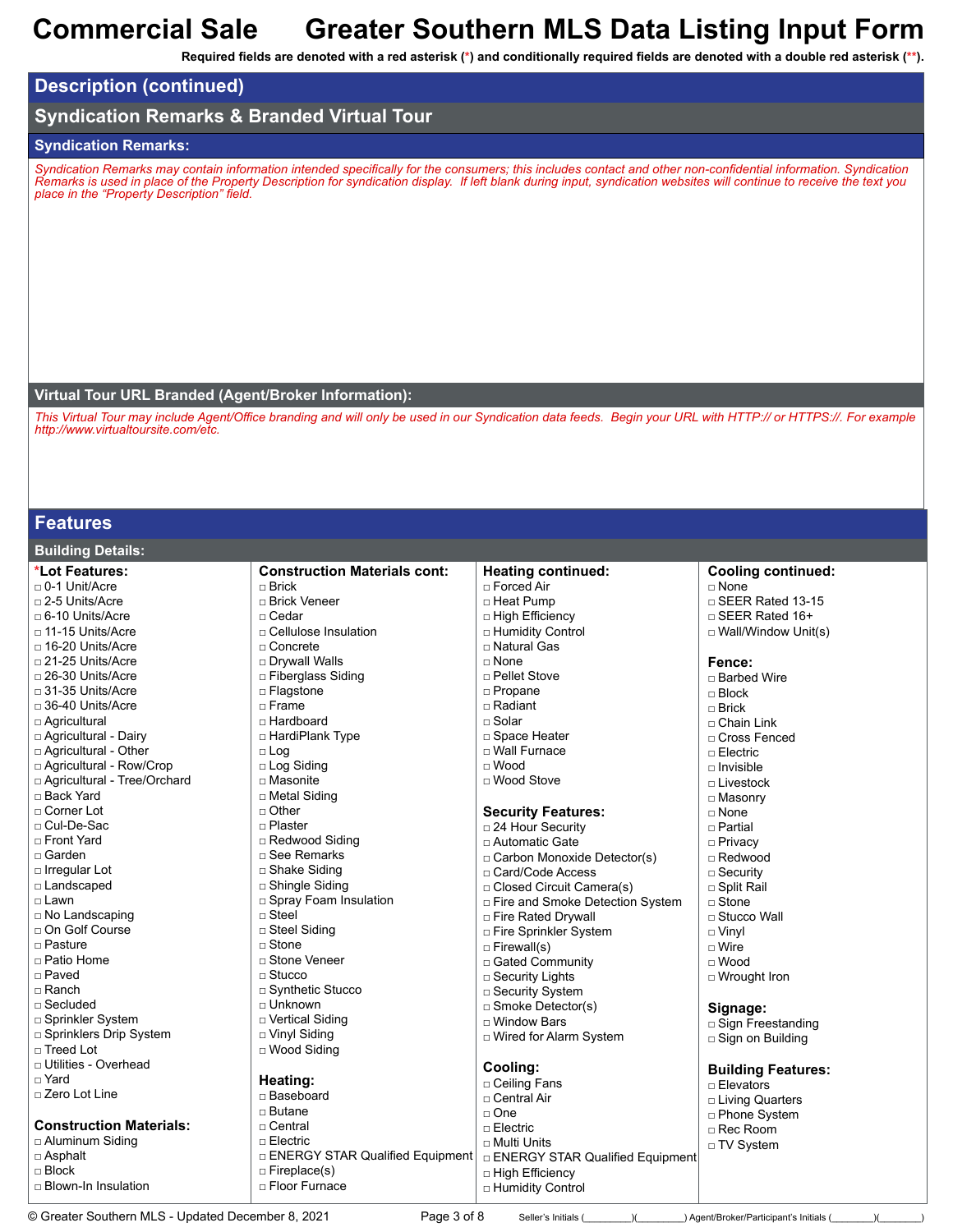# Commercial Sale Greater Southern MLS Data Listing Input Form

**Required fields are denoted with a red asterisk (*) and conditionally required fields are denoted with a double red asterisk (**).**

## Description (continued)

## Syndication Remarks & Branded Virtual Tour

### Syndication Remarks:

*Syndication Remarks may contain information intended specifically for the consumers; this includes contact and other non-confidential information. Syndication Remarks is used in place of the Property Description for syndication display. If left blank during input, syndication websites will continue to receive the text you place in the "Property Description" field.*

### Virtual Tour URL Branded (Agent/Broker Information):

*This Virtual Tour may include Agent/Office branding and will only be used in our Syndication data feeds. Begin your URL with HTTP:// or HTTPS://. For example http://www.virtualtoursite.com/etc.*

## Features

### Building Details:

**\*Lot Features:**
- □ 0-1 Unit/Acre
- □ 2-5 Units/Acre
- □ 6-10 Units/Acre
- □ 11-15 Units/Acre
- □ 16-20 Units/Acre
- □ 21-25 Units/Acre
- □ 26-30 Units/Acre
- □ 31-35 Units/Acre
- □ 36-40 Units/Acre
- □ Agricultural
- □ Agricultural - Dairy
- □ Agricultural - Other
- □ Agricultural - Row/Crop
- □ Agricultural - Tree/Orchard
- □ Back Yard
- □ Corner Lot
- □ Cul-De-Sac
- □ Front Yard
- □ Garden
- □ Irregular Lot
- □ Landscaped
- □ Lawn
- □ No Landscaping
- □ On Golf Course
- □ Pasture
- □ Patio Home
- □ Paved
- □ Ranch
- □ Secluded
- □ Sprinkler System
- □ Sprinklers Drip System
- □ Treed Lot
- □ Utilities - Overhead
- □ Yard
- □ Zero Lot Line

**Construction Materials:**
- □ Aluminum Siding
- □ Asphalt
- □ Block
- □ Blown-In Insulation

**Construction Materials cont:**
- □ Brick
- □ Brick Veneer
- □ Cedar
- □ Cellulose Insulation
- □ Concrete
- □ Drywall Walls
- □ Fiberglass Siding
- □ Flagstone
- □ Frame
- □ Hardboard
- □ HardiPlank Type
- □ Log
- □ Log Siding
- □ Masonite
- □ Metal Siding
- □ Other
- □ Plaster
- □ Redwood Siding
- □ See Remarks
- □ Shake Siding
- □ Shingle Siding
- □ Spray Foam Insulation
- □ Steel
- □ Steel Siding
- □ Stone
- □ Stone Veneer
- □ Stucco
- □ Synthetic Stucco
- □ Unknown
- □ Vertical Siding
- □ Vinyl Siding
- □ Wood Siding

**Heating:**
- □ Baseboard
- □ Butane
- □ Central
- □ Electric
- □ ENERGY STAR Qualified Equipment
- □ Fireplace(s)
- □ Floor Furnace

**Heating continued:**
- □ Forced Air
- □ Heat Pump
- □ High Efficiency
- □ Humidity Control
- □ Natural Gas
- □ None
- □ Pellet Stove
- □ Propane
- □ Radiant
- □ Solar
- □ Space Heater
- □ Wall Furnace
- □ Wood
- □ Wood Stove

**Security Features:**
- □ 24 Hour Security
- □ Automatic Gate
- □ Carbon Monoxide Detector(s)
- □ Card/Code Access
- □ Closed Circuit Camera(s)
- □ Fire and Smoke Detection System
- □ Fire Rated Drywall
- □ Fire Sprinkler System
- □ Firewall(s)
- □ Gated Community
- □ Security Lights
- □ Security System
- □ Smoke Detector(s)
- □ Window Bars
- □ Wired for Alarm System

**Cooling:**
- □ Ceiling Fans
- □ Central Air
- □ One
- □ Electric
- □ Multi Units
- □ ENERGY STAR Qualified Equipment
- □ High Efficiency
- □ Humidity Control

**Cooling continued:**
- □ None
- □ SEER Rated 13-15
- □ SEER Rated 16+
- □ Wall/Window Unit(s)

**Fence:**
- □ Barbed Wire
- □ Block
- □ Brick
- □ Chain Link
- □ Cross Fenced
- □ Electric
- □ Invisible
- □ Livestock
- □ Masonry
- □ None
- □ Partial
- □ Privacy
- □ Redwood
- □ Security
- □ Split Rail
- □ Stone
- □ Stucco Wall
- □ Vinyl
- □ Wire
- □ Wood
- □ Wrought Iron

**Signage:**
- □ Sign Freestanding
- □ Sign on Building

**Building Features:**
- □ Elevators
- □ Living Quarters
- □ Phone System
- □ Rec Room
- □ TV System

© Greater Southern MLS - Updated December 8, 2021 Seller's Initials (________)(________) Agent/Broker/Participant's Initials (________)(________)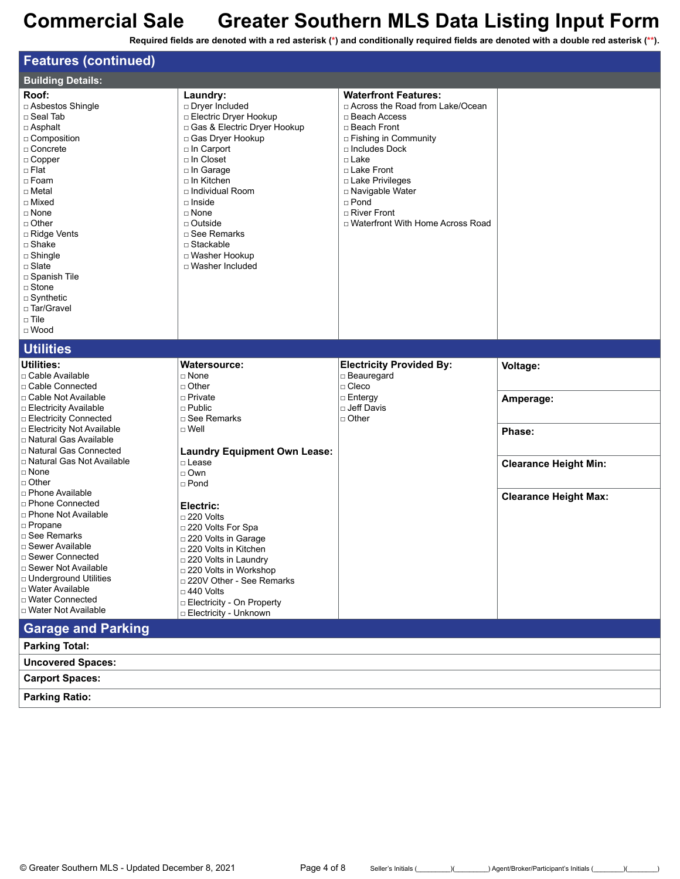# Commercial Sale Greater Southern MLS Data Listing Input Form

Required fields are denoted with a red asterisk (*) and conditionally required fields are denoted with a double red asterisk (**).

## Features (continued)

### Building Details:

**Roof:**
- □ Asbestos Shingle
- □ Seal Tab
- □ Asphalt
- □ Composition
- □ Concrete
- □ Copper
- □ Flat
- □ Foam
- □ Metal
- □ Mixed
- □ None
- □ Other
- □ Ridge Vents
- □ Shake
- □ Shingle
- □ Slate
- □ Spanish Tile
- □ Stone
- □ Synthetic
- □ Tar/Gravel
- □ Tile
- □ Wood

**Laundry:**
- □ Dryer Included
- □ Electric Dryer Hookup
- □ Gas & Electric Dryer Hookup
- □ Gas Dryer Hookup
- □ In Carport
- □ In Closet
- □ In Garage
- □ In Kitchen
- □ Individual Room
- □ Inside
- □ None
- □ Outside
- □ See Remarks
- □ Stackable
- □ Washer Hookup
- □ Washer Included

**Waterfront Features:**
- □ Across the Road from Lake/Ocean
- □ Beach Access
- □ Beach Front
- □ Fishing in Community
- □ Includes Dock
- □ Lake
- □ Lake Front
- □ Lake Privileges
- □ Navigable Water
- □ Pond
- □ River Front
- □ Waterfront With Home Across Road

## Utilities

**Utilities:**
- □ Cable Available
- □ Cable Connected
- □ Cable Not Available
- □ Electricity Available
- □ Electricity Connected
- □ Electricity Not Available
- □ Natural Gas Available
- □ Natural Gas Connected
- □ Natural Gas Not Available
- □ None
- □ Other
- □ Phone Available
- □ Phone Connected
- □ Phone Not Available
- □ Propane
- □ See Remarks
- □ Sewer Available
- □ Sewer Connected
- □ Sewer Not Available
- □ Underground Utilities
- □ Water Available
- □ Water Connected
- □ Water Not Available

**Watersource:**
- □ None
- □ Other
- □ Private
- □ Public
- □ See Remarks
- □ Well

**Laundry Equipment Own Lease:**
- □ Lease
- □ Own
- □ Pond

**Electric:**
- □ 220 Volts
- □ 220 Volts For Spa
- □ 220 Volts in Garage
- □ 220 Volts in Kitchen
- □ 220 Volts in Laundry
- □ 220 Volts in Workshop
- □ 220V Other - See Remarks
- □ 440 Volts
- □ Electricity - On Property
- □ Electricity - Unknown

**Electricity Provided By:**
- □ Beauregard
- □ Cleco
- □ Entergy
- □ Jeff Davis
- □ Other

**Voltage:**

**Amperage:**

**Phase:**

**Clearance Height Min:**

**Clearance Height Max:**

## Garage and Parking

**Parking Total:**

**Uncovered Spaces:**

**Carport Spaces:**

**Parking Ratio:**

© Greater Southern MLS - Updated December 8, 2021

Seller's Initials (________)(________) Agent/Broker/Participant's Initials (________)(________)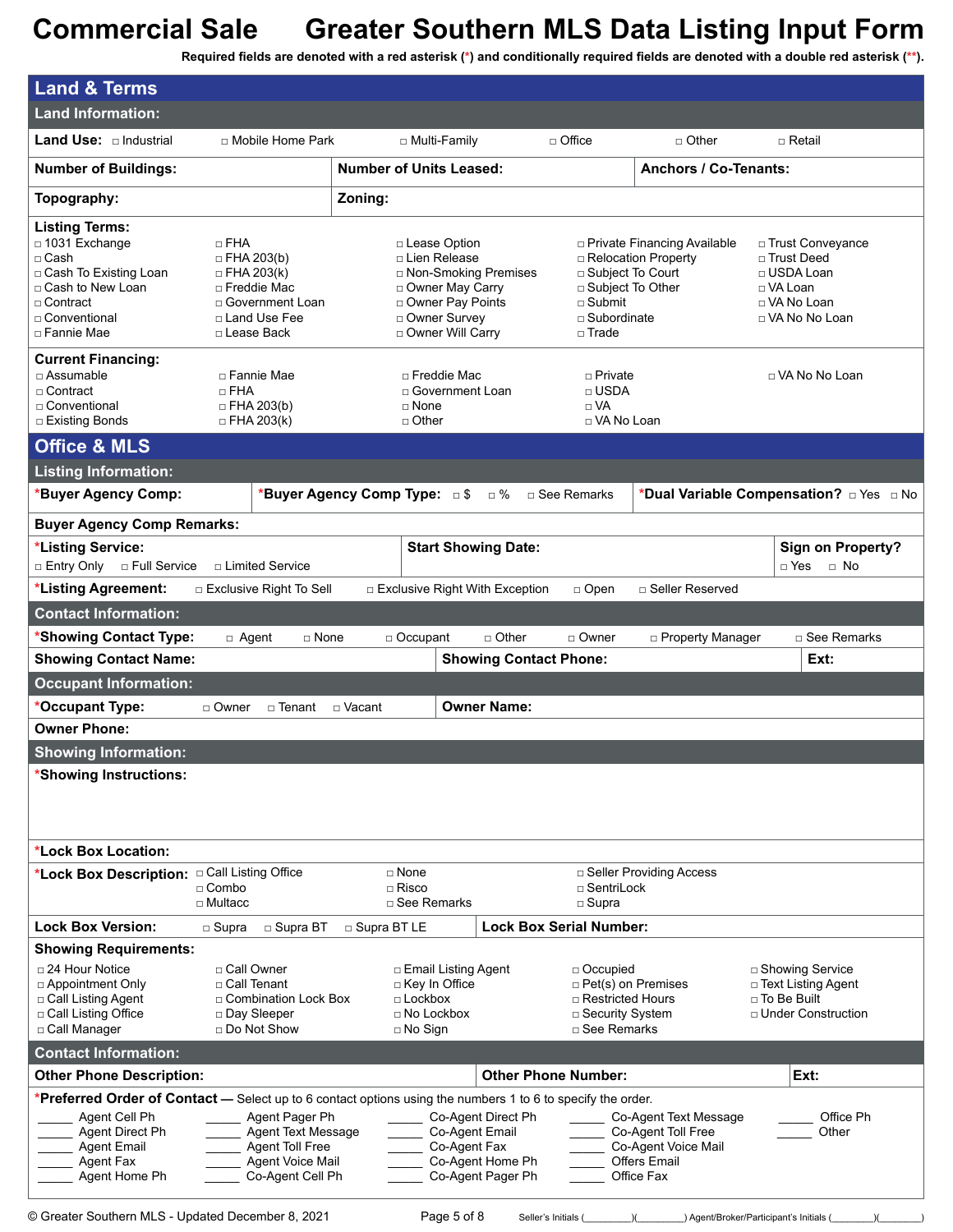# Commercial Sale — Greater Southern MLS Data Listing Input Form

Required fields are denoted with a red asterisk (*) and conditionally required fields are denoted with a double red asterisk (**).

## Land & Terms

### Land Information:

**Land Use:** ☐ Industrial ☐ Mobile Home Park ☐ Multi-Family ☐ Office ☐ Other ☐ Retail

**Number of Buildings:** | **Number of Units Leased:** | **Anchors / Co-Tenants:**

**Topography:** | **Zoning:**

**Listing Terms:**

| | | | | |
|---|---|---|---|---|
| ☐ 1031 Exchange | ☐ FHA | ☐ Lease Option | ☐ Private Financing Available | ☐ Trust Conveyance |
| ☐ Cash | ☐ FHA 203(b) | ☐ Lien Release | ☐ Relocation Property | ☐ Trust Deed |
| ☐ Cash To Existing Loan | ☐ FHA 203(k) | ☐ Non-Smoking Premises | ☐ Subject To Court | ☐ USDA Loan |
| ☐ Cash to New Loan | ☐ Freddie Mac | ☐ Owner May Carry | ☐ Subject To Other | ☐ VA Loan |
| ☐ Contract | ☐ Government Loan | ☐ Owner Pay Points | ☐ Submit | ☐ VA No Loan |
| ☐ Conventional | ☐ Land Use Fee | ☐ Owner Survey | ☐ Subordinate | ☐ VA No No Loan |
| ☐ Fannie Mae | ☐ Lease Back | ☐ Owner Will Carry | ☐ Trade | |

**Current Financing:**

| | | | | |
|---|---|---|---|---|
| ☐ Assumable | ☐ Fannie Mae | ☐ Freddie Mac | ☐ Private | ☐ VA No No Loan |
| ☐ Contract | ☐ FHA | ☐ Government Loan | ☐ USDA | |
| ☐ Conventional | ☐ FHA 203(b) | ☐ None | ☐ VA | |
| ☐ Existing Bonds | ☐ FHA 203(k) | ☐ Other | ☐ VA No Loan | |

## Office & MLS

### Listing Information:

***Buyer Agency Comp:** | ***Buyer Agency Comp Type:** ☐ $ ☐ % ☐ See Remarks | ***Dual Variable Compensation?** ☐ Yes ☐ No

**Buyer Agency Comp Remarks:**

***Listing Service:** ☐ Entry Only ☐ Full Service ☐ Limited Service | **Start Showing Date:** | **Sign on Property?** ☐ Yes ☐ No

***Listing Agreement:** ☐ Exclusive Right To Sell ☐ Exclusive Right With Exception ☐ Open ☐ Seller Reserved

### Contact Information:

***Showing Contact Type:** ☐ Agent ☐ None ☐ Occupant ☐ Other ☐ Owner ☐ Property Manager ☐ See Remarks

**Showing Contact Name:** | **Showing Contact Phone:** | **Ext:**

### Occupant Information:

***Occupant Type:** ☐ Owner ☐ Tenant ☐ Vacant | **Owner Name:**

**Owner Phone:**

### Showing Information:

***Showing Instructions:**

***Lock Box Location:**

***Lock Box Description:**

| | | |
|---|---|---|
| ☐ Call Listing Office | ☐ None | ☐ Seller Providing Access |
| ☐ Combo | ☐ Risco | ☐ SentriLock |
| ☐ Multacc | ☐ See Remarks | ☐ Supra |

**Lock Box Version:** ☐ Supra ☐ Supra BT ☐ Supra BT LE | **Lock Box Serial Number:**

**Showing Requirements:**

| | | | | |
|---|---|---|---|---|
| ☐ 24 Hour Notice | ☐ Call Owner | ☐ Email Listing Agent | ☐ Occupied | ☐ Showing Service |
| ☐ Appointment Only | ☐ Call Tenant | ☐ Key In Office | ☐ Pet(s) on Premises | ☐ Text Listing Agent |
| ☐ Call Listing Agent | ☐ Combination Lock Box | ☐ Lockbox | ☐ Restricted Hours | ☐ To Be Built |
| ☐ Call Listing Office | ☐ Day Sleeper | ☐ No Lockbox | ☐ Security System | ☐ Under Construction |
| ☐ Call Manager | ☐ Do Not Show | ☐ No Sign | ☐ See Remarks | |

### Contact Information:

**Other Phone Description:** | **Other Phone Number:** | **Ext:**

***Preferred Order of Contact** — Select up to 6 contact options using the numbers 1 to 6 to specify the order.

| | | | | |
|---|---|---|---|---|
| _____ Agent Cell Ph | _____ Agent Pager Ph | _____ Co-Agent Direct Ph | _____ Co-Agent Text Message | _____ Office Ph |
| _____ Agent Direct Ph | _____ Agent Text Message | _____ Co-Agent Email | _____ Co-Agent Toll Free | _____ Other |
| _____ Agent Email | _____ Agent Toll Free | _____ Co-Agent Fax | _____ Co-Agent Voice Mail | |
| _____ Agent Fax | _____ Agent Voice Mail | _____ Co-Agent Home Ph | _____ Offers Email | |
| _____ Agent Home Ph | _____ Co-Agent Cell Ph | _____ Co-Agent Pager Ph | _____ Office Fax | |

© Greater Southern MLS - Updated December 8, 2021 Seller's Initials (________)(________) Agent/Broker/Participant's Initials (________)(________)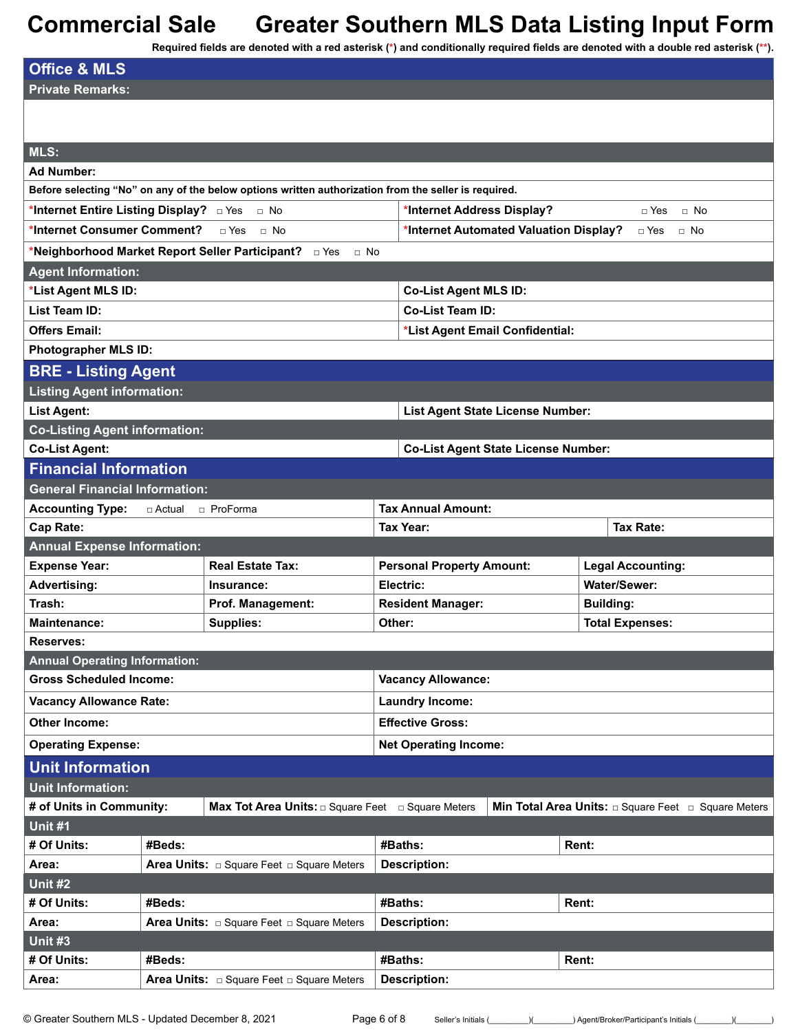# Commercial Sale    Greater Southern MLS Data Listing Input Form

Required fields are denoted with a red asterisk (*) and conditionally required fields are denoted with a double red asterisk (**).

## Office & MLS

**Private Remarks:**

**MLS:**

**Ad Number:**

**Before selecting "No" on any of the below options written authorization from the seller is required.**

| | |
|---|---|
| ***Internet Entire Listing Display?** □ Yes □ No | ***Internet Address Display?** □ Yes □ No |
| ***Internet Consumer Comment?** □ Yes □ No | ***Internet Automated Valuation Display?** □ Yes □ No |

***Neighborhood Market Report Seller Participant?** □ Yes □ No

**Agent Information:**

| | |
|---|---|
| ***List Agent MLS ID:** | **Co-List Agent MLS ID:** |
| **List Team ID:** | **Co-List Team ID:** |
| **Offers Email:** | ***List Agent Email Confidential:** |
| **Photographer MLS ID:** | |

## BRE - Listing Agent

**Listing Agent information:**

| | |
|---|---|
| **List Agent:** | **List Agent State License Number:** |

**Co-Listing Agent information:**

| | |
|---|---|
| **Co-List Agent:** | **Co-List Agent State License Number:** |

## Financial Information

**General Financial Information:**

| | | |
|---|---|---|
| **Accounting Type:** □ Actual □ ProForma | **Tax Annual Amount:** | |
| **Cap Rate:** | **Tax Year:** | **Tax Rate:** |

**Annual Expense Information:**

| | | | |
|---|---|---|---|
| **Expense Year:** | **Real Estate Tax:** | **Personal Property Amount:** | **Legal Accounting:** |
| **Advertising:** | **Insurance:** | **Electric:** | **Water/Sewer:** |
| **Trash:** | **Prof. Management:** | **Resident Manager:** | **Building:** |
| **Maintenance:** | **Supplies:** | **Other:** | **Total Expenses:** |
| **Reserves:** | | | |

**Annual Operating Information:**

| | |
|---|---|
| **Gross Scheduled Income:** | **Vacancy Allowance:** |
| **Vacancy Allowance Rate:** | **Laundry Income:** |
| **Other Income:** | **Effective Gross:** |
| **Operating Expense:** | **Net Operating Income:** |

## Unit Information

**Unit Information:**

| | | |
|---|---|---|
| **# of Units in Community:** | **Max Tot Area Units:** □ Square Feet □ Square Meters | **Min Total Area Units:** □ Square Feet □ Square Meters |

**Unit #1**

| | | | |
|---|---|---|---|
| **# Of Units:** | **#Beds:** | **#Baths:** | **Rent:** |
| **Area:** | **Area Units:** □ Square Feet □ Square Meters | **Description:** | |

**Unit #2**

| | | | |
|---|---|---|---|
| **# Of Units:** | **#Beds:** | **#Baths:** | **Rent:** |
| **Area:** | **Area Units:** □ Square Feet □ Square Meters | **Description:** | |

**Unit #3**

| | | | |
|---|---|---|---|
| **# Of Units:** | **#Beds:** | **#Baths:** | **Rent:** |
| **Area:** | **Area Units:** □ Square Feet □ Square Meters | **Description:** | |

© Greater Southern MLS - Updated December 8, 2021    Seller's Initials (________)(________) Agent/Broker/Participant's Initials (________)(________)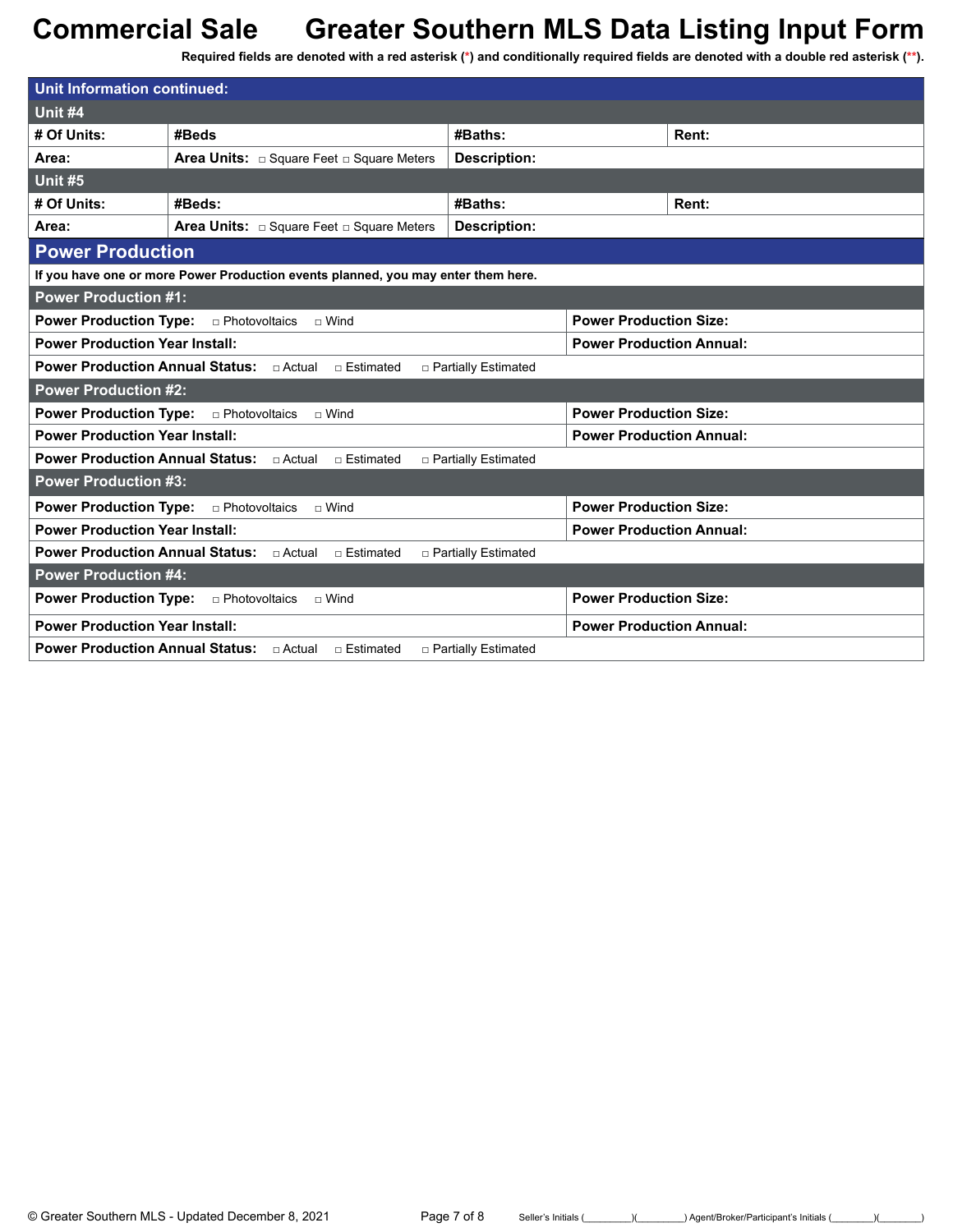# Commercial Sale Greater Southern MLS Data Listing Input Form

**Required fields are denoted with a red asterisk (*) and conditionally required fields are denoted with a double red asterisk (**).**

## Unit Information continued:

### Unit #4

| | | | |
|---|---|---|---|
| **# Of Units:** | **#Beds** | **#Baths:** | **Rent:** |
| **Area:** | **Area Units:** □ Square Feet □ Square Meters | **Description:** | |

### Unit #5

| | | | |
|---|---|---|---|
| **# Of Units:** | **#Beds:** | **#Baths:** | **Rent:** |
| **Area:** | **Area Units:** □ Square Feet □ Square Meters | **Description:** | |

## Power Production

**If you have one or more Power Production events planned, you may enter them here.**

### Power Production #1:

| | |
|---|---|
| **Power Production Type:** □ Photovoltaics □ Wind | **Power Production Size:** |
| **Power Production Year Install:** | **Power Production Annual:** |
| **Power Production Annual Status:** □ Actual □ Estimated □ Partially Estimated | |

### Power Production #2:

| | |
|---|---|
| **Power Production Type:** □ Photovoltaics □ Wind | **Power Production Size:** |
| **Power Production Year Install:** | **Power Production Annual:** |
| **Power Production Annual Status:** □ Actual □ Estimated □ Partially Estimated | |

### Power Production #3:

| | |
|---|---|
| **Power Production Type:** □ Photovoltaics □ Wind | **Power Production Size:** |
| **Power Production Year Install:** | **Power Production Annual:** |
| **Power Production Annual Status:** □ Actual □ Estimated □ Partially Estimated | |

### Power Production #4:

| | |
|---|---|
| **Power Production Type:** □ Photovoltaics □ Wind | **Power Production Size:** |
| **Power Production Year Install:** | **Power Production Annual:** |
| **Power Production Annual Status:** □ Actual □ Estimated □ Partially Estimated | |

Seller's Initials (________)(________) Agent/Broker/Participant's Initials (________)(________)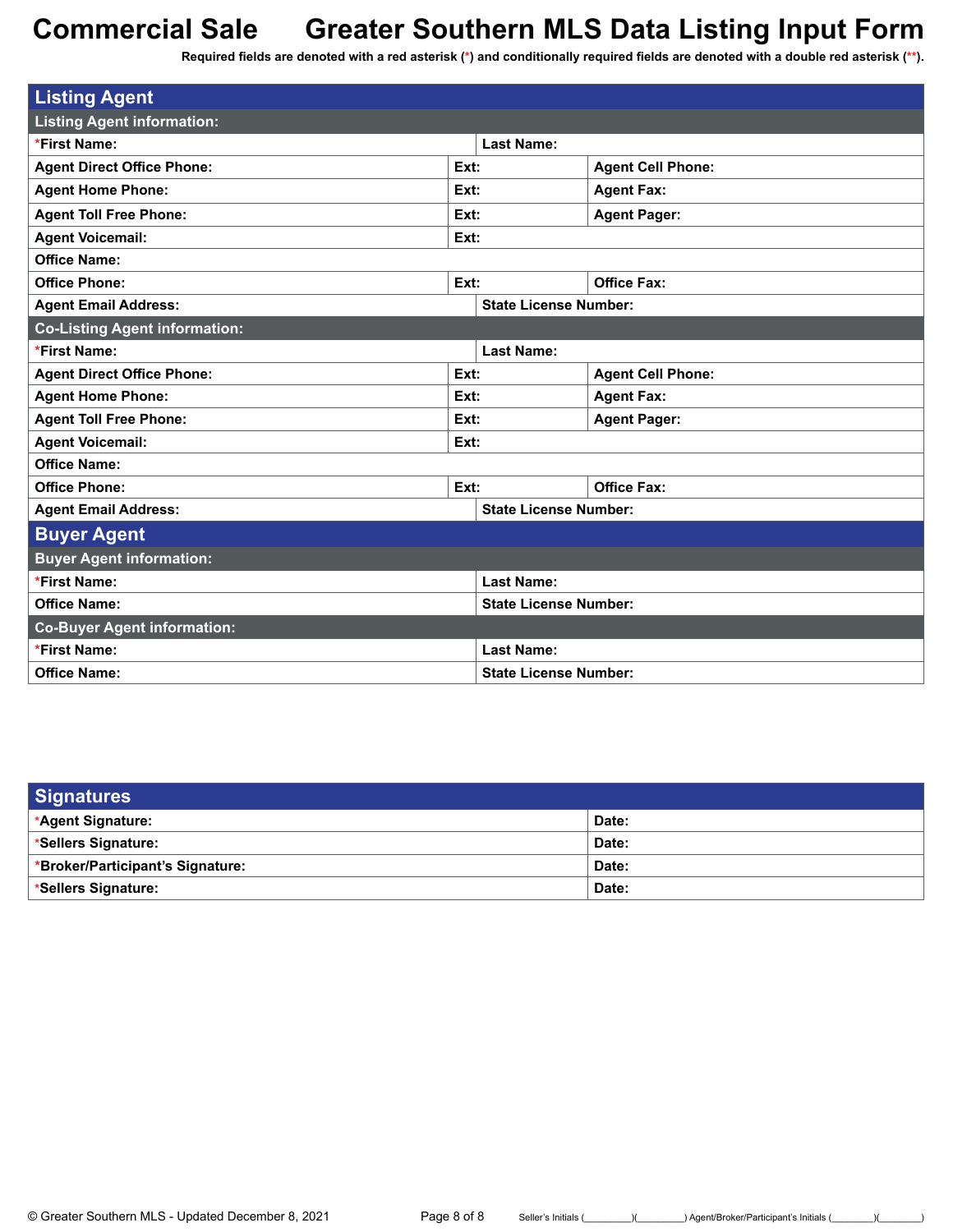# Commercial Sale Greater Southern MLS Data Listing Input Form

**Required fields are denoted with a red asterisk (*) and conditionally required fields are denoted with a double red asterisk (**).**

## Listing Agent

### Listing Agent information:

| | | |
|---|---|---|
| ***First Name:** | **Last Name:** | |
| **Agent Direct Office Phone:** | **Ext:** | **Agent Cell Phone:** |
| **Agent Home Phone:** | **Ext:** | **Agent Fax:** |
| **Agent Toll Free Phone:** | **Ext:** | **Agent Pager:** |
| **Agent Voicemail:** | **Ext:** | |
| **Office Name:** | | |
| **Office Phone:** | **Ext:** | **Office Fax:** |
| **Agent Email Address:** | **State License Number:** | |

### Co-Listing Agent information:

| | | |
|---|---|---|
| ***First Name:** | **Last Name:** | |
| **Agent Direct Office Phone:** | **Ext:** | **Agent Cell Phone:** |
| **Agent Home Phone:** | **Ext:** | **Agent Fax:** |
| **Agent Toll Free Phone:** | **Ext:** | **Agent Pager:** |
| **Agent Voicemail:** | **Ext:** | |
| **Office Name:** | | |
| **Office Phone:** | **Ext:** | **Office Fax:** |
| **Agent Email Address:** | **State License Number:** | |

## Buyer Agent

### Buyer Agent information:

| | |
|---|---|
| ***First Name:** | **Last Name:** |
| **Office Name:** | **State License Number:** |

### Co-Buyer Agent information:

| | |
|---|---|
| ***First Name:** | **Last Name:** |
| **Office Name:** | **State License Number:** |

## Signatures

| | |
|---|---|
| ***Agent Signature:** | **Date:** |
| ***Sellers Signature:** | **Date:** |
| ***Broker/Participant's Signature:** | **Date:** |
| ***Sellers Signature:** | **Date:** |

© Greater Southern MLS - Updated December 8, 2021

Seller's Initials (________)(________) Agent/Broker/Participant's Initials (________)(________)